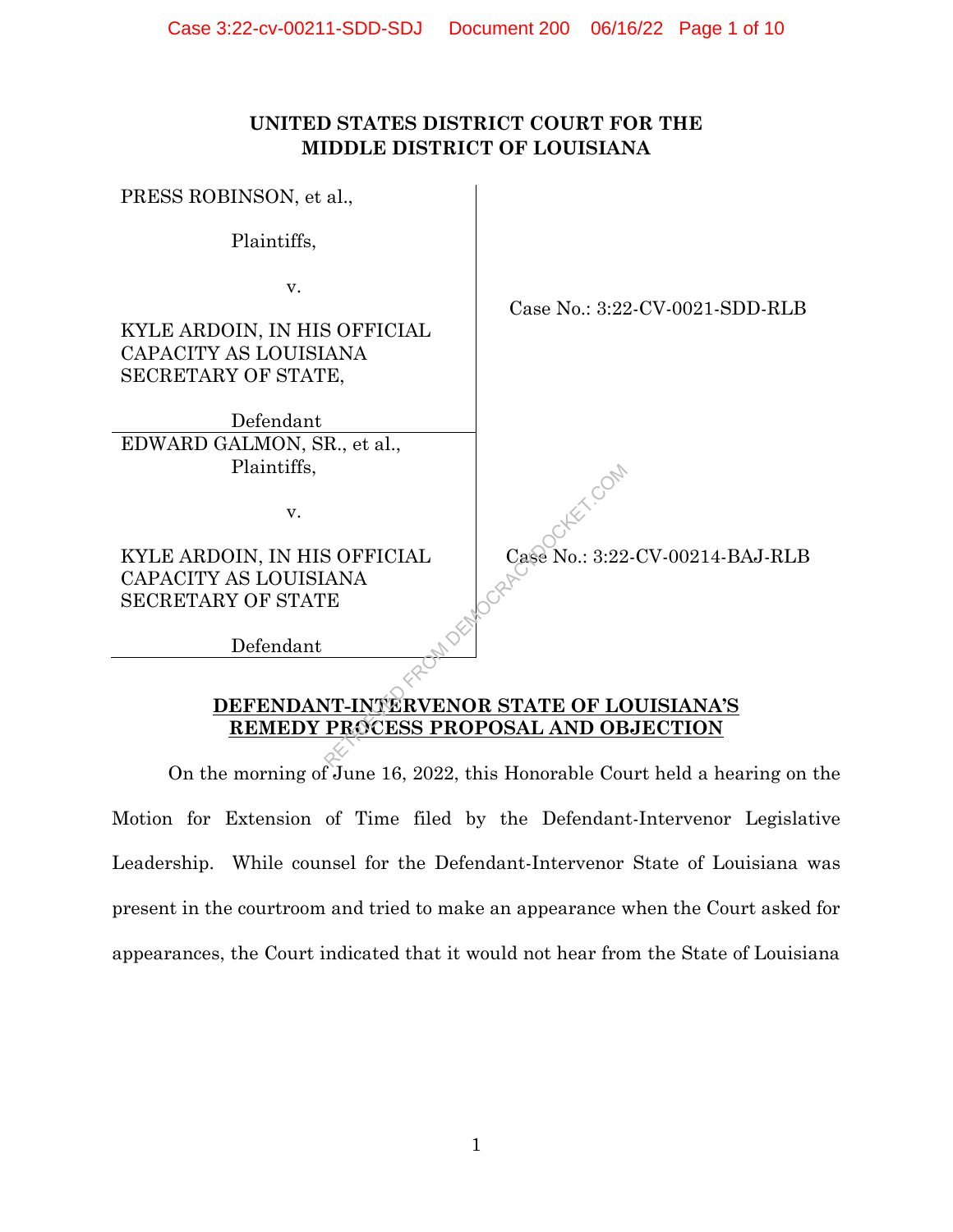**UNITED STATES DISTRICT COURT FOR THE MIDDLE DISTRICT OF LOUISIANA**

| | |
|---|---|
| PRESS ROBINSON, et al.,<br><br>Plaintiffs,<br><br>v.<br><br>KYLE ARDOIN, IN HIS OFFICIAL CAPACITY AS LOUISIANA SECRETARY OF STATE,<br><br>Defendant | Case No.: 3:22-CV-0021-SDD-RLB |
| EDWARD GALMON, SR., et al.,<br>Plaintiffs,<br><br>v.<br><br>KYLE ARDOIN, IN HIS OFFICIAL CAPACITY AS LOUISIANA SECRETARY OF STATE<br><br>Defendant | Case No.: 3:22-CV-00214-BAJ-RLB |

**DEFENDANT-INTERVENOR STATE OF LOUISIANA'S REMEDY PROCESS PROPOSAL AND OBJECTION**

On the morning of June 16, 2022, this Honorable Court held a hearing on the Motion for Extension of Time filed by the Defendant-Intervenor Legislative Leadership. While counsel for the Defendant-Intervenor State of Louisiana was present in the courtroom and tried to make an appearance when the Court asked for appearances, the Court indicated that it would not hear from the State of Louisiana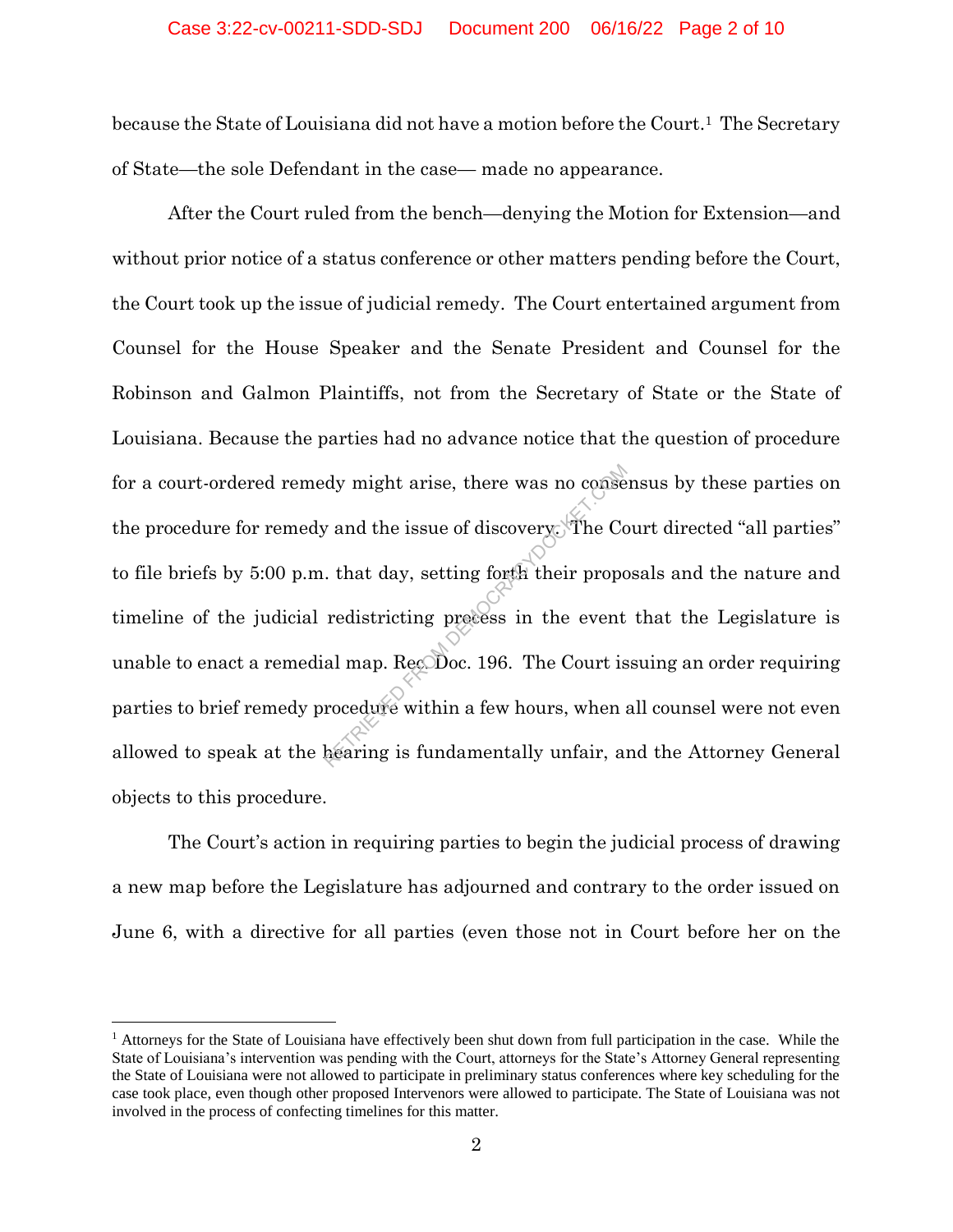because the State of Louisiana did not have a motion before the Court.[1] The Secretary of State—the sole Defendant in the case— made no appearance.

After the Court ruled from the bench—denying the Motion for Extension—and without prior notice of a status conference or other matters pending before the Court, the Court took up the issue of judicial remedy. The Court entertained argument from Counsel for the House Speaker and the Senate President and Counsel for the Robinson and Galmon Plaintiffs, not from the Secretary of State or the State of Louisiana. Because the parties had no advance notice that the question of procedure for a court-ordered remedy might arise, there was no consensus by these parties on the procedure for remedy and the issue of discovery. The Court directed "all parties" to file briefs by 5:00 p.m. that day, setting forth their proposals and the nature and timeline of the judicial redistricting process in the event that the Legislature is unable to enact a remedial map. Rec. Doc. 196. The Court issuing an order requiring parties to brief remedy procedure within a few hours, when all counsel were not even allowed to speak at the hearing is fundamentally unfair, and the Attorney General objects to this procedure.

The Court's action in requiring parties to begin the judicial process of drawing a new map before the Legislature has adjourned and contrary to the order issued on June 6, with a directive for all parties (even those not in Court before her on the

[1] Attorneys for the State of Louisiana have effectively been shut down from full participation in the case. While the State of Louisiana's intervention was pending with the Court, attorneys for the State's Attorney General representing the State of Louisiana were not allowed to participate in preliminary status conferences where key scheduling for the case took place, even though other proposed Intervenors were allowed to participate. The State of Louisiana was not involved in the process of confecting timelines for this matter.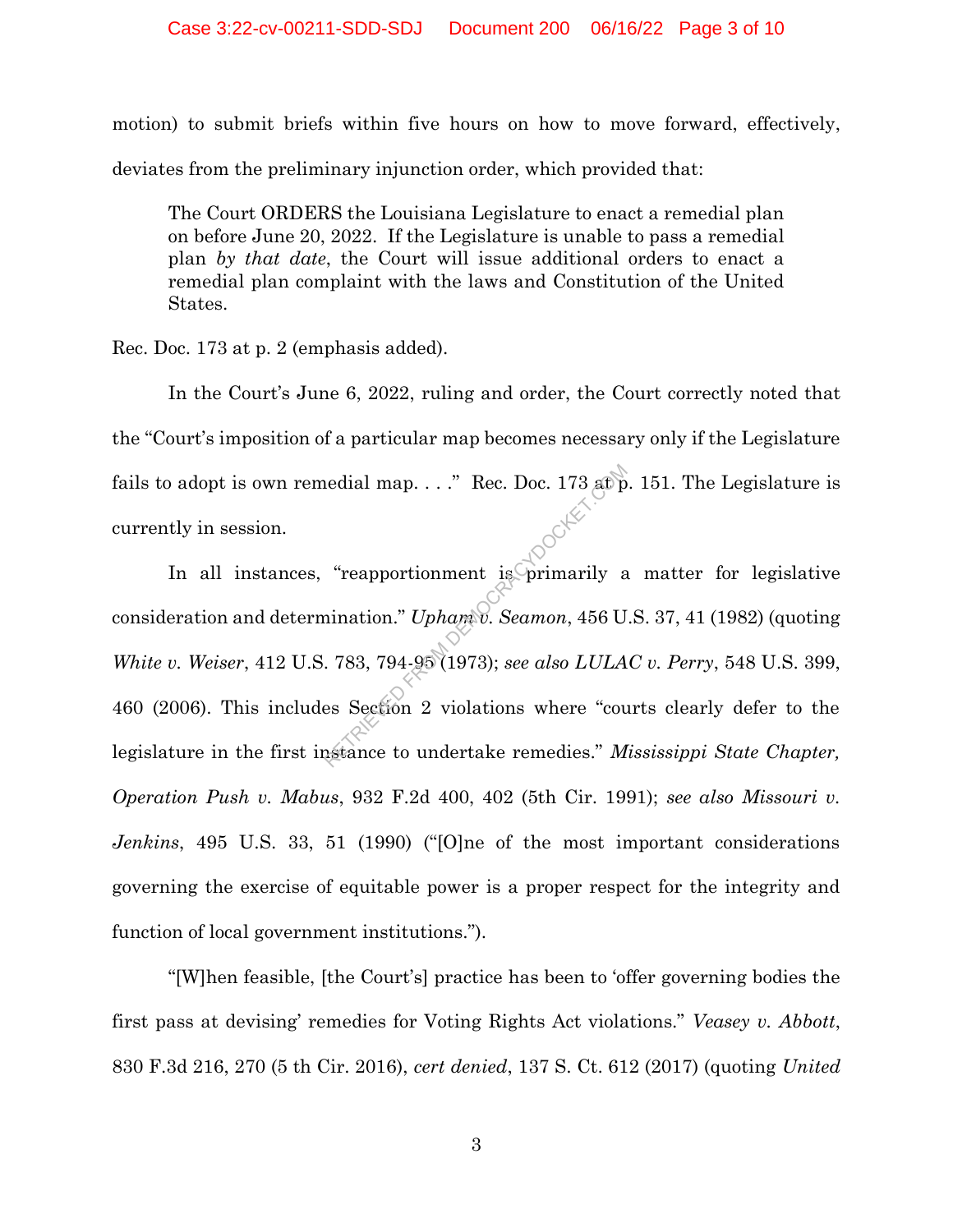motion) to submit briefs within five hours on how to move forward, effectively, deviates from the preliminary injunction order, which provided that:

> The Court ORDERS the Louisiana Legislature to enact a remedial plan on before June 20, 2022. If the Legislature is unable to pass a remedial plan *by that date*, the Court will issue additional orders to enact a remedial plan complaint with the laws and Constitution of the United States.

Rec. Doc. 173 at p. 2 (emphasis added).

In the Court's June 6, 2022, ruling and order, the Court correctly noted that the "Court's imposition of a particular map becomes necessary only if the Legislature fails to adopt is own remedial map. . . ." Rec. Doc. 173 at p. 151. The Legislature is currently in session.

In all instances, "reapportionment is primarily a matter for legislative consideration and determination." *Upham v. Seamon*, 456 U.S. 37, 41 (1982) (quoting *White v. Weiser*, 412 U.S. 783, 794-95 (1973); *see also LULAC v. Perry*, 548 U.S. 399, 460 (2006). This includes Section 2 violations where "courts clearly defer to the legislature in the first instance to undertake remedies." *Mississippi State Chapter, Operation Push v. Mabus*, 932 F.2d 400, 402 (5th Cir. 1991); *see also Missouri v. Jenkins*, 495 U.S. 33, 51 (1990) ("[O]ne of the most important considerations governing the exercise of equitable power is a proper respect for the integrity and function of local government institutions.").

"[W]hen feasible, [the Court's] practice has been to 'offer governing bodies the first pass at devising' remedies for Voting Rights Act violations." *Veasey v. Abbott*, 830 F.3d 216, 270 (5 th Cir. 2016), *cert denied*, 137 S. Ct. 612 (2017) (quoting *United*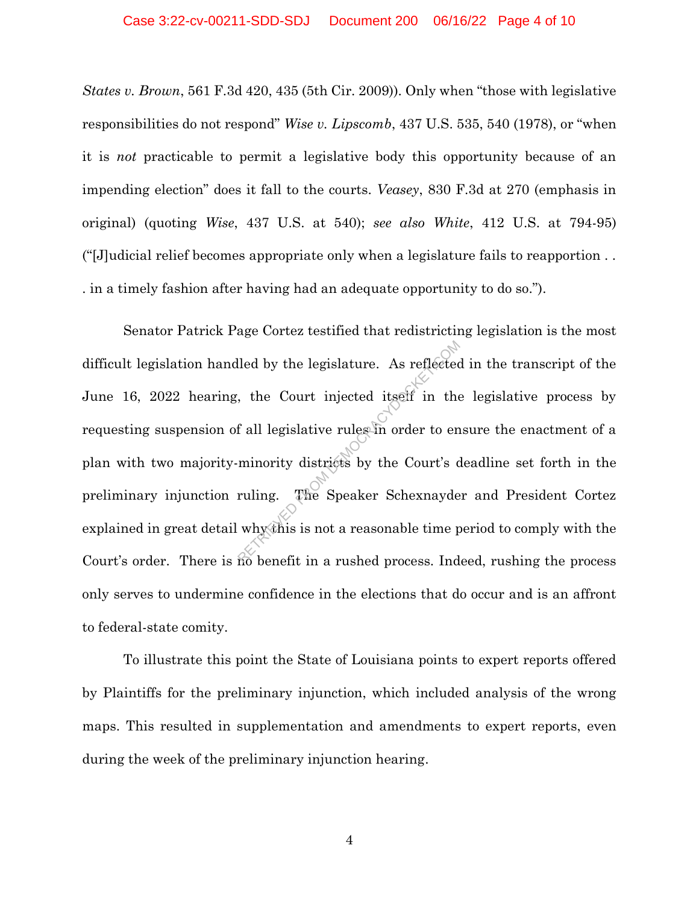*States v. Brown*, 561 F.3d 420, 435 (5th Cir. 2009)). Only when "those with legislative responsibilities do not respond" *Wise v. Lipscomb*, 437 U.S. 535, 540 (1978), or "when it is *not* practicable to permit a legislative body this opportunity because of an impending election" does it fall to the courts. *Veasey*, 830 F.3d at 270 (emphasis in original) (quoting *Wise*, 437 U.S. at 540); *see also White*, 412 U.S. at 794-95) ("[J]udicial relief becomes appropriate only when a legislature fails to reapportion . . . in a timely fashion after having had an adequate opportunity to do so.").

Senator Patrick Page Cortez testified that redistricting legislation is the most difficult legislation handled by the legislature. As reflected in the transcript of the June 16, 2022 hearing, the Court injected itself in the legislative process by requesting suspension of all legislative rules in order to ensure the enactment of a plan with two majority-minority districts by the Court's deadline set forth in the preliminary injunction ruling. The Speaker Schexnayder and President Cortez explained in great detail why this is not a reasonable time period to comply with the Court's order. There is no benefit in a rushed process. Indeed, rushing the process only serves to undermine confidence in the elections that do occur and is an affront to federal-state comity.

To illustrate this point the State of Louisiana points to expert reports offered by Plaintiffs for the preliminary injunction, which included analysis of the wrong maps. This resulted in supplementation and amendments to expert reports, even during the week of the preliminary injunction hearing.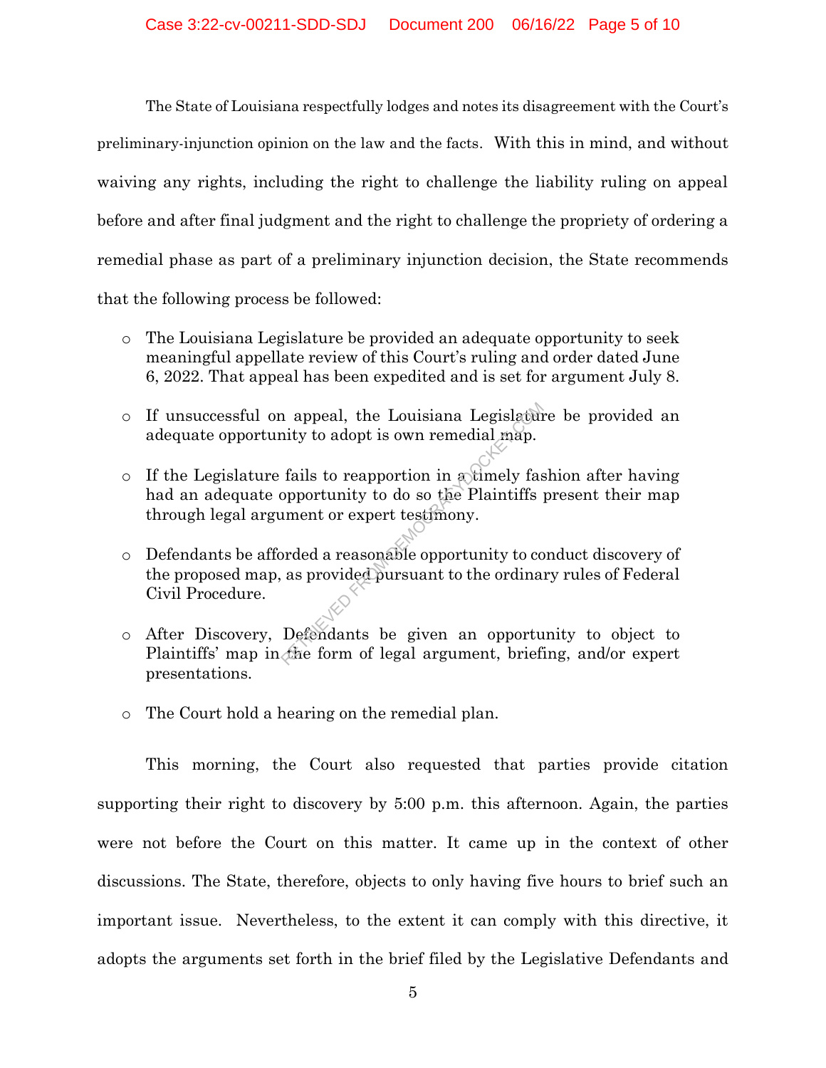The State of Louisiana respectfully lodges and notes its disagreement with the Court's preliminary-injunction opinion on the law and the facts. With this in mind, and without waiving any rights, including the right to challenge the liability ruling on appeal before and after final judgment and the right to challenge the propriety of ordering a remedial phase as part of a preliminary injunction decision, the State recommends that the following process be followed:

- The Louisiana Legislature be provided an adequate opportunity to seek meaningful appellate review of this Court's ruling and order dated June 6, 2022. That appeal has been expedited and is set for argument July 8.

- If unsuccessful on appeal, the Louisiana Legislature be provided an adequate opportunity to adopt is own remedial map.

- If the Legislature fails to reapportion in a timely fashion after having had an adequate opportunity to do so the Plaintiffs present their map through legal argument or expert testimony.

- Defendants be afforded a reasonable opportunity to conduct discovery of the proposed map, as provided pursuant to the ordinary rules of Federal Civil Procedure.

- After Discovery, Defendants be given an opportunity to object to Plaintiffs' map in the form of legal argument, briefing, and/or expert presentations.

- The Court hold a hearing on the remedial plan.

This morning, the Court also requested that parties provide citation supporting their right to discovery by 5:00 p.m. this afternoon. Again, the parties were not before the Court on this matter. It came up in the context of other discussions. The State, therefore, objects to only having five hours to brief such an important issue. Nevertheless, to the extent it can comply with this directive, it adopts the arguments set forth in the brief filed by the Legislative Defendants and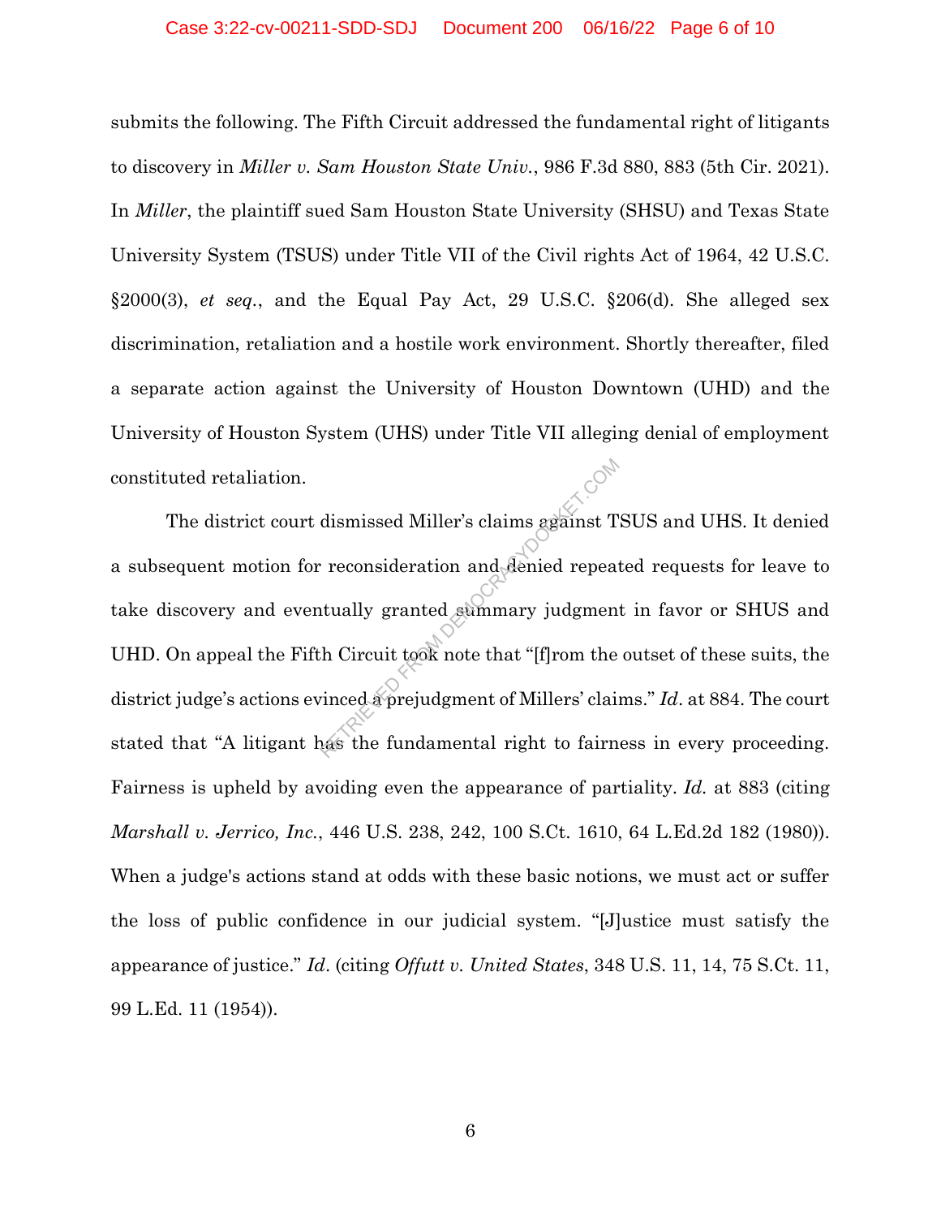submits the following. The Fifth Circuit addressed the fundamental right of litigants to discovery in *Miller v. Sam Houston State Univ.*, 986 F.3d 880, 883 (5th Cir. 2021). In *Miller*, the plaintiff sued Sam Houston State University (SHSU) and Texas State University System (TSUS) under Title VII of the Civil rights Act of 1964, 42 U.S.C. §2000(3), *et seq.*, and the Equal Pay Act, 29 U.S.C. §206(d). She alleged sex discrimination, retaliation and a hostile work environment. Shortly thereafter, filed a separate action against the University of Houston Downtown (UHD) and the University of Houston System (UHS) under Title VII alleging denial of employment constituted retaliation.

The district court dismissed Miller's claims against TSUS and UHS. It denied a subsequent motion for reconsideration and denied repeated requests for leave to take discovery and eventually granted summary judgment in favor or SHUS and UHD. On appeal the Fifth Circuit took note that "[f]rom the outset of these suits, the district judge's actions evinced a prejudgment of Millers' claims." *Id*. at 884. The court stated that "A litigant has the fundamental right to fairness in every proceeding. Fairness is upheld by avoiding even the appearance of partiality. *Id.* at 883 (citing *Marshall v. Jerrico, Inc.*, 446 U.S. 238, 242, 100 S.Ct. 1610, 64 L.Ed.2d 182 (1980)). When a judge's actions stand at odds with these basic notions, we must act or suffer the loss of public confidence in our judicial system. "[J]ustice must satisfy the appearance of justice." *Id*. (citing *Offutt v. United States*, 348 U.S. 11, 14, 75 S.Ct. 11, 99 L.Ed. 11 (1954)).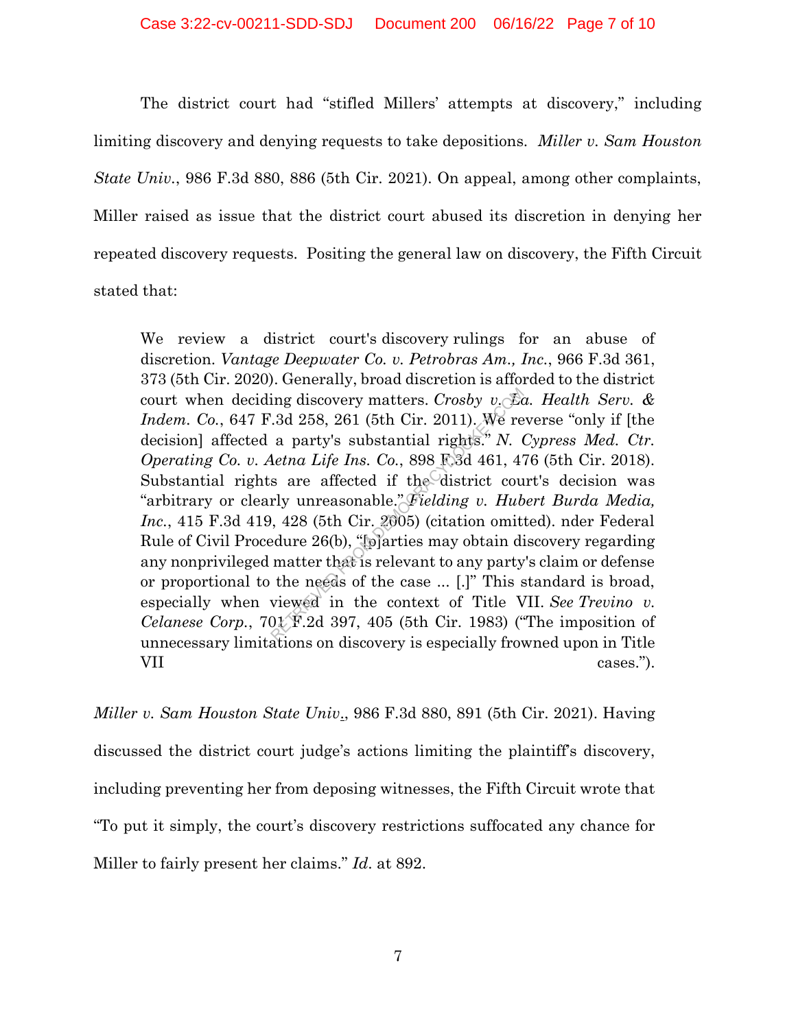The district court had "stifled Millers' attempts at discovery," including limiting discovery and denying requests to take depositions. *Miller v. Sam Houston State Univ.*, 986 F.3d 880, 886 (5th Cir. 2021). On appeal, among other complaints, Miller raised as issue that the district court abused its discretion in denying her repeated discovery requests. Positing the general law on discovery, the Fifth Circuit stated that:

> We review a district court's discovery rulings for an abuse of discretion. *Vantage Deepwater Co. v. Petrobras Am., Inc.*, 966 F.3d 361, 373 (5th Cir. 2020). Generally, broad discretion is afforded to the district court when deciding discovery matters. *Crosby v. La. Health Serv. & Indem. Co.*, 647 F.3d 258, 261 (5th Cir. 2011). We reverse "only if [the decision] affected a party's substantial rights." *N. Cypress Med. Ctr. Operating Co. v. Aetna Life Ins. Co.*, 898 F.3d 461, 476 (5th Cir. 2018). Substantial rights are affected if the district court's decision was "arbitrary or clearly unreasonable." *Fielding v. Hubert Burda Media, Inc.*, 415 F.3d 419, 428 (5th Cir. 2005) (citation omitted). nder Federal Rule of Civil Procedure 26(b), "[p]arties may obtain discovery regarding any nonprivileged matter that is relevant to any party's claim or defense or proportional to the needs of the case ... [.]" This standard is broad, especially when viewed in the context of Title VII. *See Trevino v. Celanese Corp.*, 701 F.2d 397, 405 (5th Cir. 1983) ("The imposition of unnecessary limitations on discovery is especially frowned upon in Title VII cases.").

*Miller v. Sam Houston State Univ.*, 986 F.3d 880, 891 (5th Cir. 2021). Having discussed the district court judge's actions limiting the plaintiff's discovery, including preventing her from deposing witnesses, the Fifth Circuit wrote that "To put it simply, the court's discovery restrictions suffocated any chance for Miller to fairly present her claims." *Id.* at 892.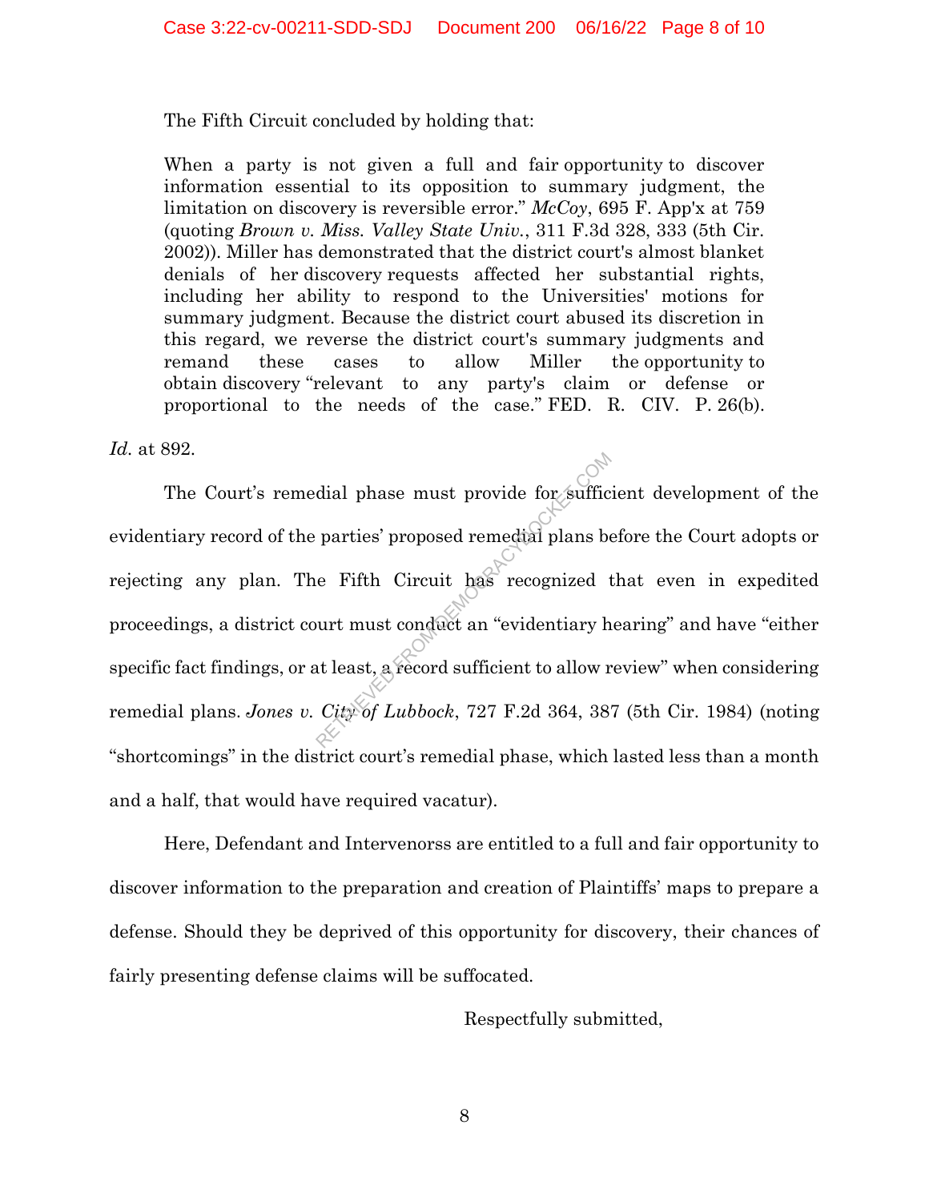The Fifth Circuit concluded by holding that:

> When a party is not given a full and fair opportunity to discover information essential to its opposition to summary judgment, the limitation on discovery is reversible error." *McCoy*, 695 F. App'x at 759 (quoting *Brown v. Miss. Valley State Univ.*, 311 F.3d 328, 333 (5th Cir. 2002)). Miller has demonstrated that the district court's almost blanket denials of her discovery requests affected her substantial rights, including her ability to respond to the Universities' motions for summary judgment. Because the district court abused its discretion in this regard, we reverse the district court's summary judgments and remand these cases to allow Miller the opportunity to obtain discovery "relevant to any party's claim or defense or proportional to the needs of the case." FED. R. CIV. P. 26(b).

*Id.* at 892.

The Court's remedial phase must provide for sufficient development of the evidentiary record of the parties' proposed remedial plans before the Court adopts or rejecting any plan. The Fifth Circuit has recognized that even in expedited proceedings, a district court must conduct an "evidentiary hearing" and have "either specific fact findings, or at least, a record sufficient to allow review" when considering remedial plans. *Jones v. City of Lubbock*, 727 F.2d 364, 387 (5th Cir. 1984) (noting "shortcomings" in the district court's remedial phase, which lasted less than a month and a half, that would have required vacatur).

Here, Defendant and Intervenorss are entitled to a full and fair opportunity to discover information to the preparation and creation of Plaintiffs' maps to prepare a defense. Should they be deprived of this opportunity for discovery, their chances of fairly presenting defense claims will be suffocated.

Respectfully submitted,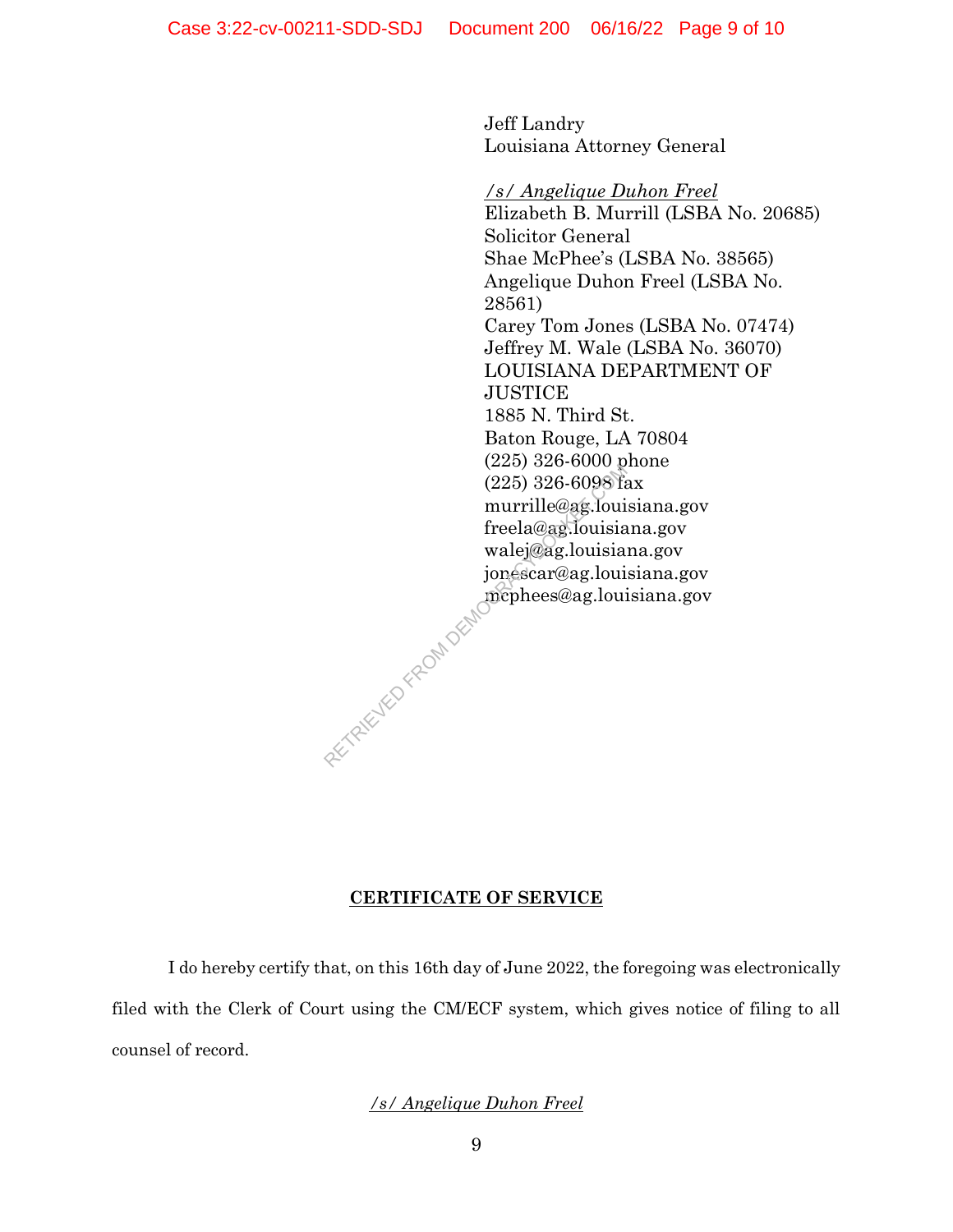Jeff Landry
Louisiana Attorney General

*/s/ Angelique Duhon Freel*
Elizabeth B. Murrill (LSBA No. 20685)
Solicitor General
Shae McPhee's (LSBA No. 38565)
Angelique Duhon Freel (LSBA No. 28561)
Carey Tom Jones (LSBA No. 07474)
Jeffrey M. Wale (LSBA No. 36070)
LOUISIANA DEPARTMENT OF JUSTICE
1885 N. Third St.
Baton Rouge, LA 70804
(225) 326-6000 phone
(225) 326-6098 fax
murrille@ag.louisiana.gov
freela@ag.louisiana.gov
walej@ag.louisiana.gov
jonescar@ag.louisiana.gov
mcphees@ag.louisiana.gov

**CERTIFICATE OF SERVICE**

I do hereby certify that, on this 16th day of June 2022, the foregoing was electronically filed with the Clerk of Court using the CM/ECF system, which gives notice of filing to all counsel of record.

*/s/ Angelique Duhon Freel*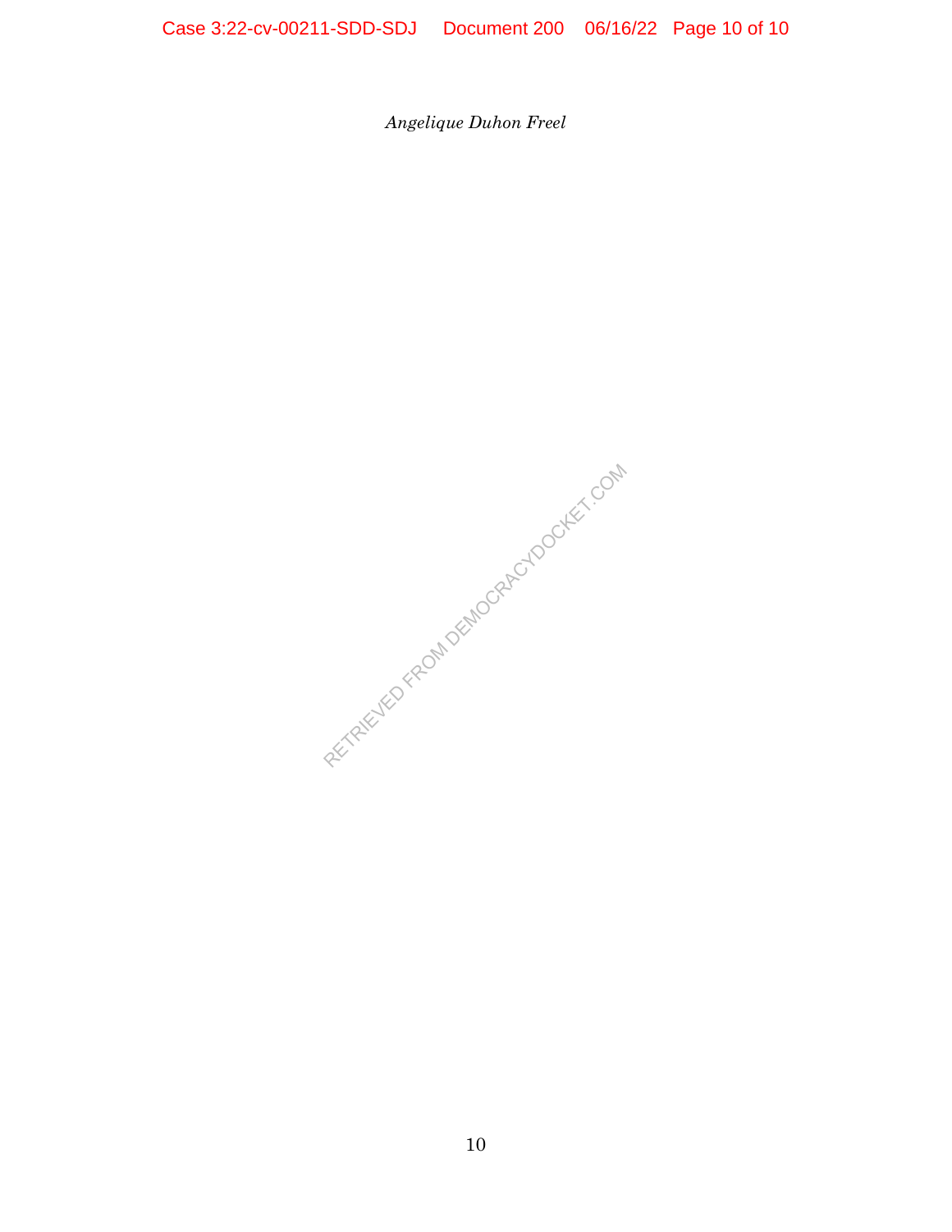*Angelique Duhon Freel*